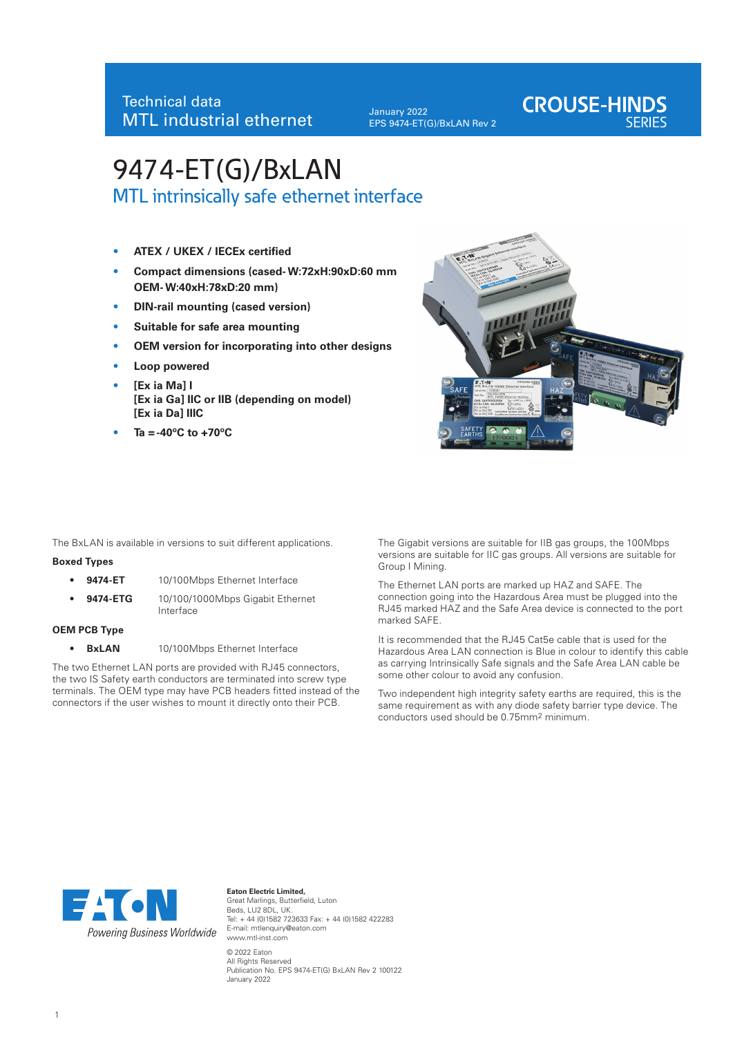Technical data
MTL industrial ethernet

January 2022
EPS 9474-ET(G)/BxLAN Rev 2

**CROUSE-HINDS**
SERIES

# 9474-ET(G)/BxLAN

## MTL intrinsically safe ethernet interface

- **ATEX / UKEX / IECEx certified**
- **Compact dimensions (cased- W:72xH:90xD:60 mm OEM- W:40xH:78xD:20 mm)**
- **DIN-rail mounting (cased version)**
- **Suitable for safe area mounting**
- **OEM version for incorporating into other designs**
- **Loop powered**
- **[Ex ia Ma] I**
  **[Ex ia Ga] IIC or IIB (depending on model)**
  **[Ex ia Da] IIIC**
- **Ta = -40ºC to +70ºC**

The BxLAN is available in versions to suit different applications.

**Boxed Types**

- **9474-ET** 10/100Mbps Ethernet Interface
- **9474-ETG** 10/100/1000Mbps Gigabit Ethernet Interface

**OEM PCB Type**

- **BxLAN** 10/100Mbps Ethernet Interface

The two Ethernet LAN ports are provided with RJ45 connectors, the two IS Safety earth conductors are terminated into screw type terminals. The OEM type may have PCB headers fitted instead of the connectors if the user wishes to mount it directly onto their PCB.

The Gigabit versions are suitable for IIB gas groups, the 100Mbps versions are suitable for IIC gas groups. All versions are suitable for Group I Mining.

The Ethernet LAN ports are marked up HAZ and SAFE. The connection going into the Hazardous Area must be plugged into the RJ45 marked HAZ and the Safe Area device is connected to the port marked SAFE.

It is recommended that the RJ45 Cat5e cable that is used for the Hazardous Area LAN connection is Blue in colour to identify this cable as carrying Intrinsically Safe signals and the Safe Area LAN cable be some other colour to avoid any confusion.

Two independent high integrity safety earths are required, this is the same requirement as with any diode safety barrier type device. The conductors used should be 0.75mm$^2$ minimum.

EATON
*Powering Business Worldwide*

**Eaton Electric Limited,**
Great Marlings, Butterfield, Luton
Beds, LU2 8DL, UK.
Tel: + 44 (0)1582 723633 Fax: + 44 (0)1582 422283
E-mail: mtlenquiry@eaton.com
www.mtl-inst.com

© 2022 Eaton
All Rights Reserved
Publication No. EPS 9474-ET(G) BxLAN Rev 2 100122
January 2022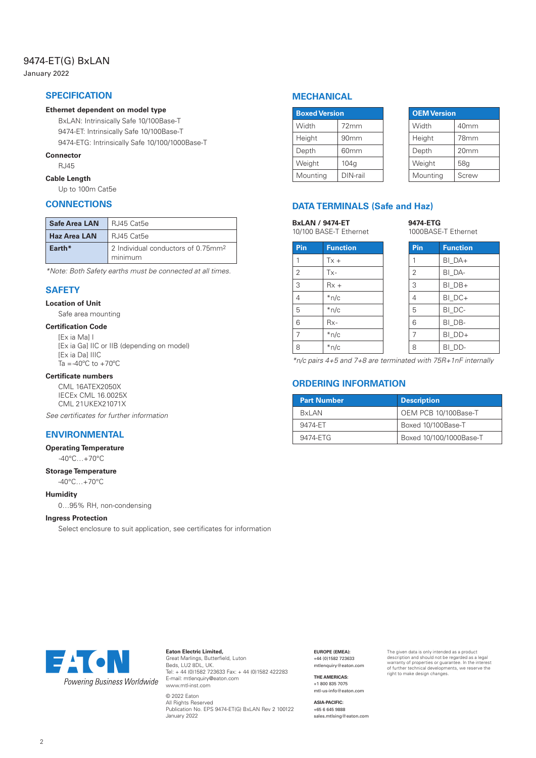# 9474-ET(G) BxLAN

January 2022

## SPECIFICATION

**Ethernet dependent on model type**

BxLAN: Intrinsically Safe 10/100Base-T
9474-ET: Intrinsically Safe 10/100Base-T
9474-ETG: Intrinsically Safe 10/100/1000Base-T

**Connector**

RJ45

**Cable Length**

Up to 100m Cat5e

## CONNECTIONS

| | |
|---|---|
| **Safe Area LAN** | RJ45 Cat5e |
| **Haz Area LAN** | RJ45 Cat5e |
| **Earth*** | 2 Individual conductors of 0.75mm² minimum |

*\*Note: Both Safety earths must be connected at all times.*

## SAFETY

**Location of Unit**

Safe area mounting

**Certification Code**

[Ex ia Ma] I
[Ex ia Ga] IIC or IIB (depending on model)
[Ex ia Da] IIIC
Ta =-40ºC to +70ºC

**Certificate numbers**

CML 16ATEX2050X
IECEx CML 16.0025X
CML 21UKEX21071X

*See certificates for further information*

## ENVIRONMENTAL

**Operating Temperature**

-40°C…+70°C

**Storage Temperature**

-40°C…+70°C

**Humidity**

0…95% RH, non-condensing

**Ingress Protection**

Select enclosure to suit application, see certificates for information

## MECHANICAL

| Boxed Version | |
|---|---|
| Width | 72mm |
| Height | 90mm |
| Depth | 60mm |
| Weight | 104g |
| Mounting | DIN-rail |

| OEM Version | |
|---|---|
| Width | 40mm |
| Height | 78mm |
| Depth | 20mm |
| Weight | 58g |
| Mounting | Screw |

## DATA TERMINALS (Safe and Haz)

**BxLAN / 9474-ET**
10/100 BASE-T Ethernet

| Pin | Function |
|---|---|
| 1 | Tx + |
| 2 | Tx- |
| 3 | Rx + |
| 4 | *n/c |
| 5 | *n/c |
| 6 | Rx- |
| 7 | *n/c |
| 8 | *n/c |

**9474-ETG**
1000BASE-T Ethernet

| Pin | Function |
|---|---|
| 1 | BI_DA+ |
| 2 | BI_DA- |
| 3 | BI_DB+ |
| 4 | BI_DC+ |
| 5 | BI_DC- |
| 6 | BI_DB- |
| 7 | BI_DD+ |
| 8 | BI_DD- |

*\*n/c pairs 4+5 and 7+8 are terminated with 75R+1nF internally*

## ORDERING INFORMATION

| Part Number | Description |
|---|---|
| BxLAN | OEM PCB 10/100Base-T |
| 9474-ET | Boxed 10/100Base-T |
| 9474-ETG | Boxed 10/100/1000Base-T |

EATON
Powering Business Worldwide

**Eaton Electric Limited,**
Great Marlings, Butterfield, Luton
Beds, LU2 8DL, UK.
Tel: + 44 (0)1582 723633 Fax: + 44 (0)1582 422283
E-mail: mtlenquiry@eaton.com
www.mtl-inst.com

© 2022 Eaton
All Rights Reserved
Publication No. EPS 9474-ET(G) BxLAN Rev 2 100122
January 2022

**EUROPE (EMEA):**
+44 (0)1582 723633
mtlenquiry@eaton.com

**THE AMERICAS:**
+1 800 835 7075
mtl-us-info@eaton.com

**ASIA-PACIFIC:**
+65 6 645 9888
sales.mtlsing@eaton.com

The given data is only intended as a product description and should not be regarded as a legal warranty of properties or guarantee. In the interest of further technical developments, we reserve the right to make design changes.